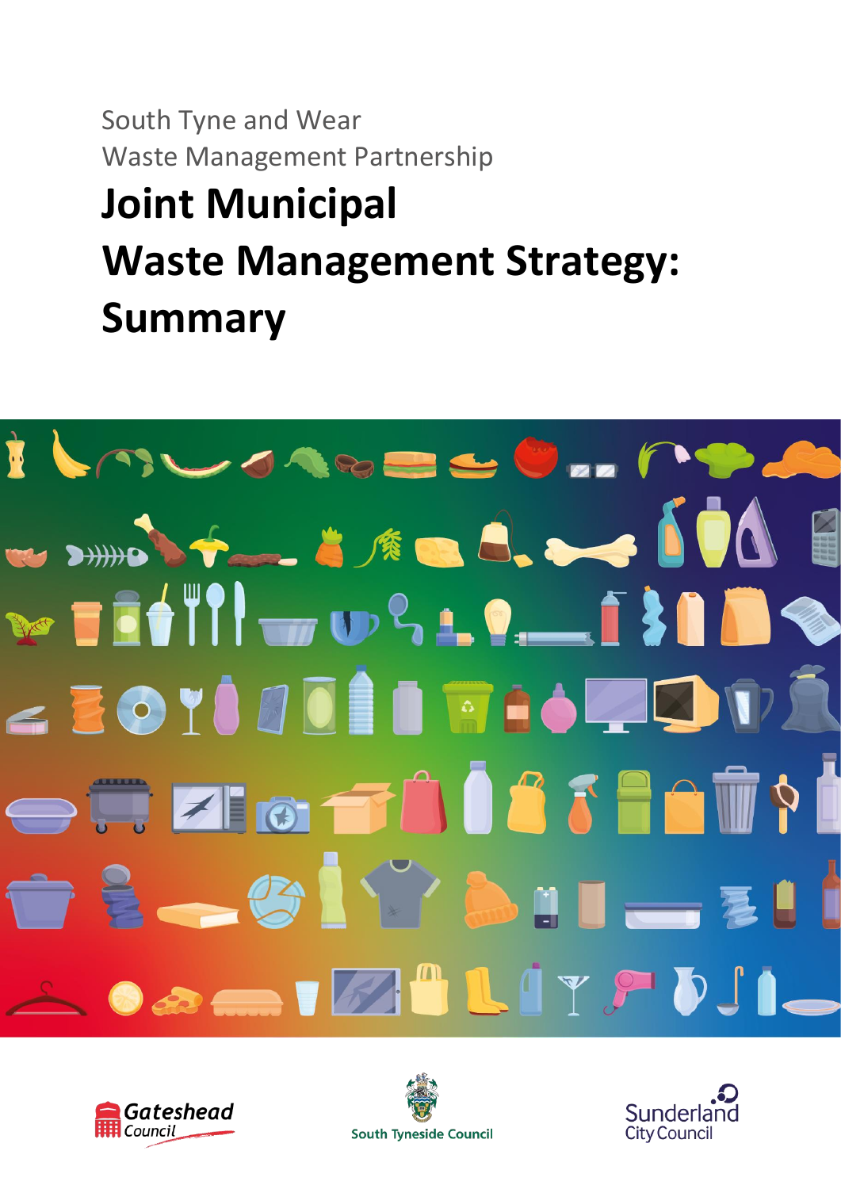South Tyne and Wear
Waste Management Partnership

# Joint Municipal Waste Management Strategy: Summary

Gateshead Council

South Tyneside Council

Sunderland City Council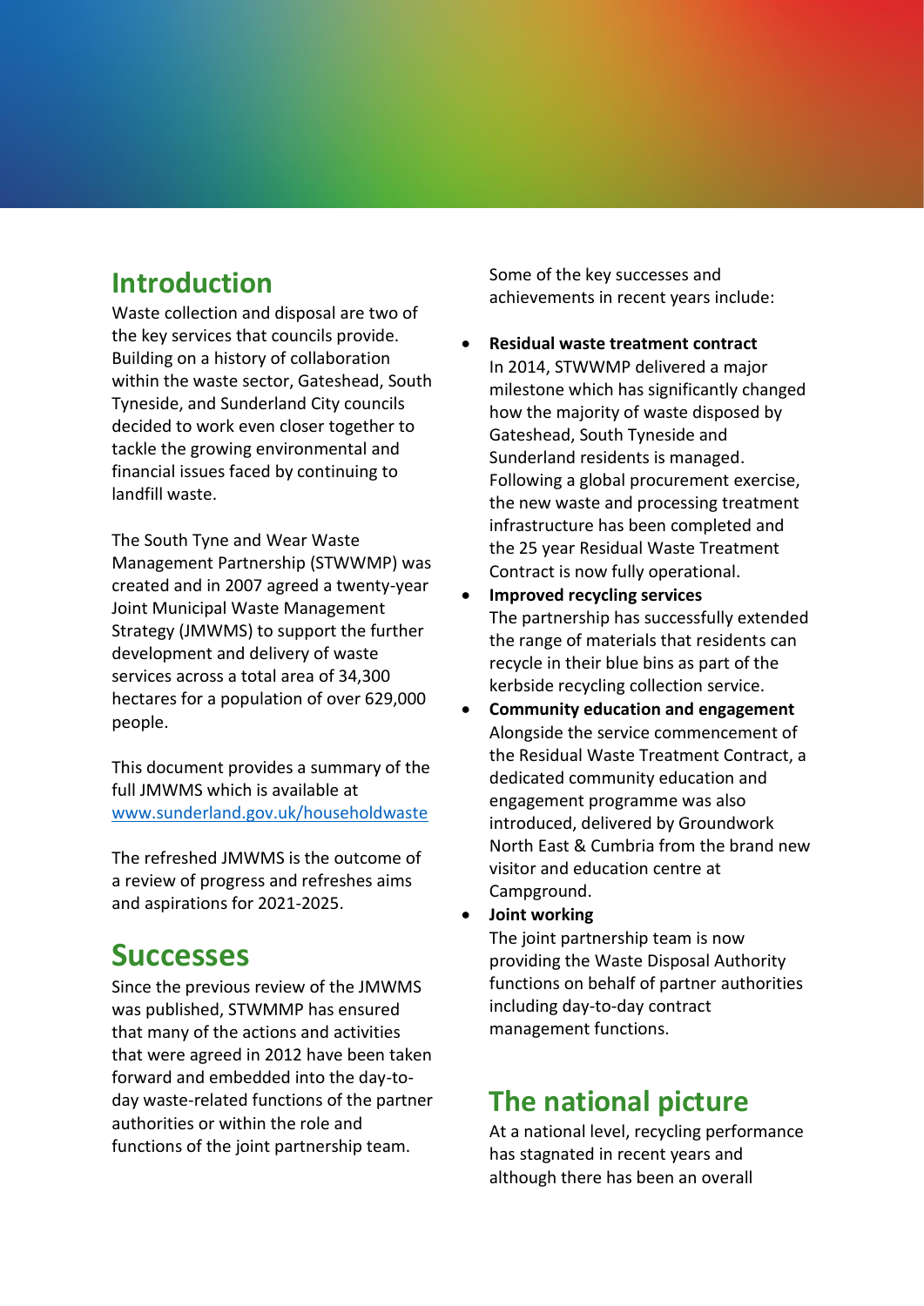## Introduction

Waste collection and disposal are two of the key services that councils provide. Building on a history of collaboration within the waste sector, Gateshead, South Tyneside, and Sunderland City councils decided to work even closer together to tackle the growing environmental and financial issues faced by continuing to landfill waste.

The South Tyne and Wear Waste Management Partnership (STWWMP) was created and in 2007 agreed a twenty-year Joint Municipal Waste Management Strategy (JMWMS) to support the further development and delivery of waste services across a total area of 34,300 hectares for a population of over 629,000 people.

This document provides a summary of the full JMWMS which is available at [www.sunderland.gov.uk/householdwaste](www.sunderland.gov.uk/householdwaste)

The refreshed JMWMS is the outcome of a review of progress and refreshes aims and aspirations for 2021-2025.

## Successes

Since the previous review of the JMWMS was published, STWMMP has ensured that many of the actions and activities that were agreed in 2012 have been taken forward and embedded into the day-to-day waste-related functions of the partner authorities or within the role and functions of the joint partnership team.

Some of the key successes and achievements in recent years include:

- **Residual waste treatment contract**
  In 2014, STWWMP delivered a major milestone which has significantly changed how the majority of waste disposed by Gateshead, South Tyneside and Sunderland residents is managed. Following a global procurement exercise, the new waste and processing treatment infrastructure has been completed and the 25 year Residual Waste Treatment Contract is now fully operational.
- **Improved recycling services**
  The partnership has successfully extended the range of materials that residents can recycle in their blue bins as part of the kerbside recycling collection service.
- **Community education and engagement**
  Alongside the service commencement of the Residual Waste Treatment Contract, a dedicated community education and engagement programme was also introduced, delivered by Groundwork North East & Cumbria from the brand new visitor and education centre at Campground.
- **Joint working**
  The joint partnership team is now providing the Waste Disposal Authority functions on behalf of partner authorities including day-to-day contract management functions.

## The national picture

At a national level, recycling performance has stagnated in recent years and although there has been an overall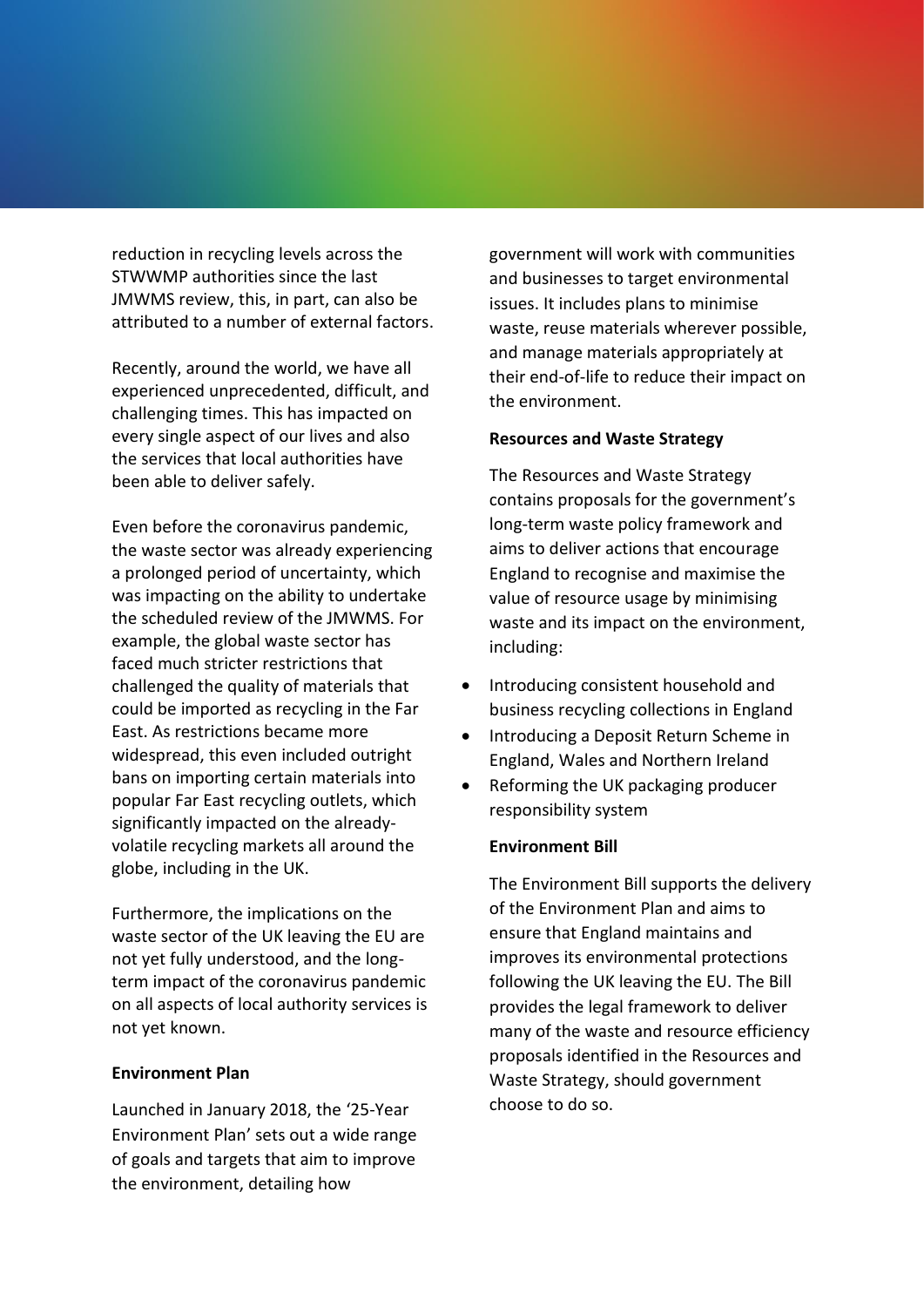reduction in recycling levels across the STWWMP authorities since the last JMWMS review, this, in part, can also be attributed to a number of external factors.

Recently, around the world, we have all experienced unprecedented, difficult, and challenging times. This has impacted on every single aspect of our lives and also the services that local authorities have been able to deliver safely.

Even before the coronavirus pandemic, the waste sector was already experiencing a prolonged period of uncertainty, which was impacting on the ability to undertake the scheduled review of the JMWMS. For example, the global waste sector has faced much stricter restrictions that challenged the quality of materials that could be imported as recycling in the Far East. As restrictions became more widespread, this even included outright bans on importing certain materials into popular Far East recycling outlets, which significantly impacted on the already-volatile recycling markets all around the globe, including in the UK.

Furthermore, the implications on the waste sector of the UK leaving the EU are not yet fully understood, and the long-term impact of the coronavirus pandemic on all aspects of local authority services is not yet known.

**Environment Plan**

Launched in January 2018, the '25-Year Environment Plan' sets out a wide range of goals and targets that aim to improve the environment, detailing how government will work with communities and businesses to target environmental issues. It includes plans to minimise waste, reuse materials wherever possible, and manage materials appropriately at their end-of-life to reduce their impact on the environment.

**Resources and Waste Strategy**

The Resources and Waste Strategy contains proposals for the government's long-term waste policy framework and aims to deliver actions that encourage England to recognise and maximise the value of resource usage by minimising waste and its impact on the environment, including:

- Introducing consistent household and business recycling collections in England
- Introducing a Deposit Return Scheme in England, Wales and Northern Ireland
- Reforming the UK packaging producer responsibility system

**Environment Bill**

The Environment Bill supports the delivery of the Environment Plan and aims to ensure that England maintains and improves its environmental protections following the UK leaving the EU. The Bill provides the legal framework to deliver many of the waste and resource efficiency proposals identified in the Resources and Waste Strategy, should government choose to do so.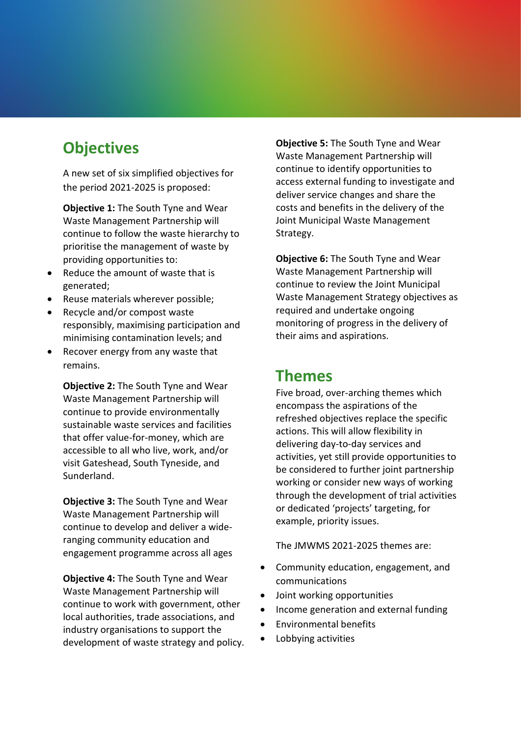## Objectives

A new set of six simplified objectives for the period 2021-2025 is proposed:

**Objective 1:** The South Tyne and Wear Waste Management Partnership will continue to follow the waste hierarchy to prioritise the management of waste by providing opportunities to:

- Reduce the amount of waste that is generated;
- Reuse materials wherever possible;
- Recycle and/or compost waste responsibly, maximising participation and minimising contamination levels; and
- Recover energy from any waste that remains.

**Objective 2:** The South Tyne and Wear Waste Management Partnership will continue to provide environmentally sustainable waste services and facilities that offer value-for-money, which are accessible to all who live, work, and/or visit Gateshead, South Tyneside, and Sunderland.

**Objective 3:** The South Tyne and Wear Waste Management Partnership will continue to develop and deliver a wide-ranging community education and engagement programme across all ages

**Objective 4:** The South Tyne and Wear Waste Management Partnership will continue to work with government, other local authorities, trade associations, and industry organisations to support the development of waste strategy and policy.

**Objective 5:** The South Tyne and Wear Waste Management Partnership will continue to identify opportunities to access external funding to investigate and deliver service changes and share the costs and benefits in the delivery of the Joint Municipal Waste Management Strategy.

**Objective 6:** The South Tyne and Wear Waste Management Partnership will continue to review the Joint Municipal Waste Management Strategy objectives as required and undertake ongoing monitoring of progress in the delivery of their aims and aspirations.

## Themes

Five broad, over-arching themes which encompass the aspirations of the refreshed objectives replace the specific actions. This will allow flexibility in delivering day-to-day services and activities, yet still provide opportunities to be considered to further joint partnership working or consider new ways of working through the development of trial activities or dedicated 'projects' targeting, for example, priority issues.

The JMWMS 2021-2025 themes are:

- Community education, engagement, and communications
- Joint working opportunities
- Income generation and external funding
- Environmental benefits
- Lobbying activities